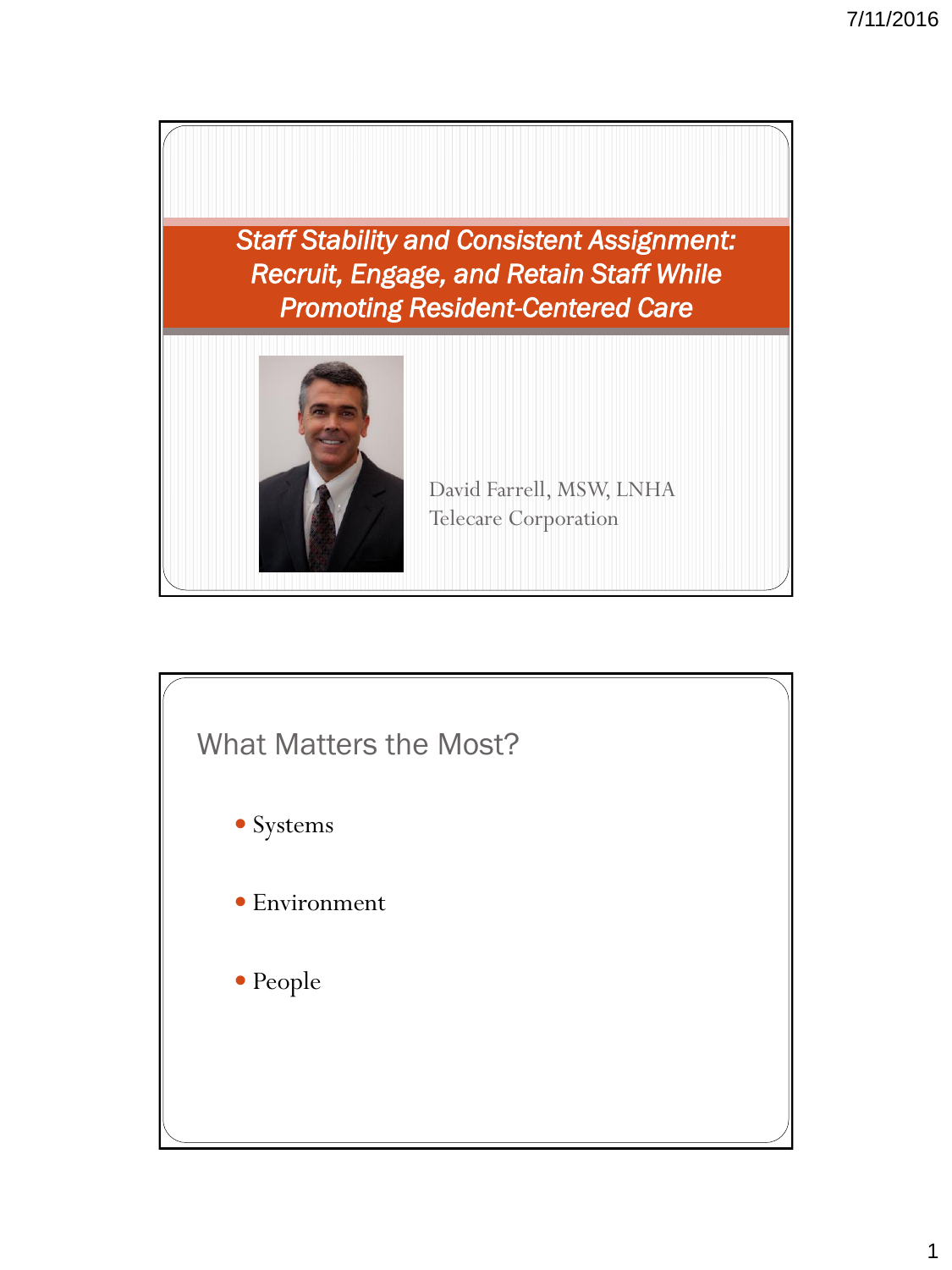# Staff Stability and Consistent Assignment: Recruit, Engage, and Retain Staff While Promoting Resident-Centered Care

David Farrell, MSW, LNHA
Telecare Corporation

## What Matters the Most?

- Systems
- Environment
- People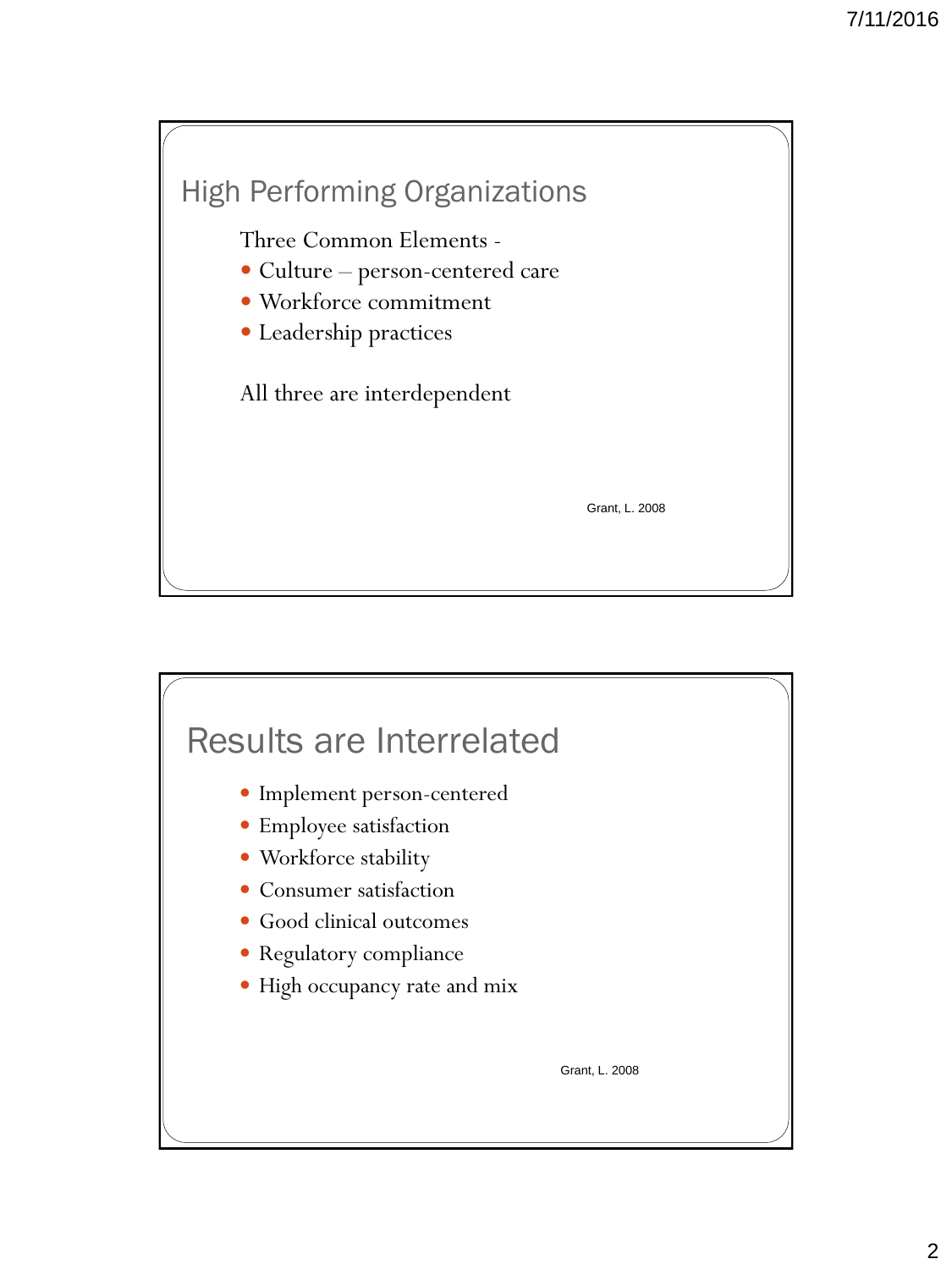## High Performing Organizations

Three Common Elements -

- Culture – person-centered care
- Workforce commitment
- Leadership practices

All three are interdependent

Grant, L. 2008

## Results are Interrelated

- Implement person-centered
- Employee satisfaction
- Workforce stability
- Consumer satisfaction
- Good clinical outcomes
- Regulatory compliance
- High occupancy rate and mix

Grant, L. 2008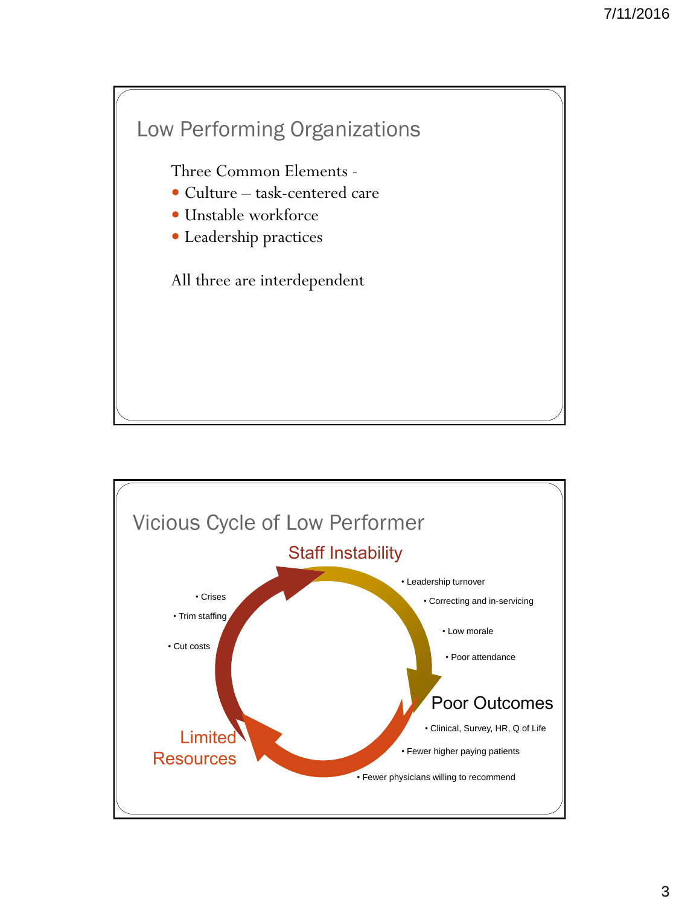## Low Performing Organizations

Three Common Elements -

- Culture – task-centered care
- Unstable workforce
- Leadership practices

All three are interdependent

## Vicious Cycle of Low Performer

**Staff Instability**

- Leadership turnover
- Correcting and in-servicing
- Low morale
- Poor attendance

**Poor Outcomes**

- Clinical, Survey, HR, Q of Life
- Fewer higher paying patients
- Fewer physicians willing to recommend

**Limited Resources**

- Crises
- Trim staffing
- Cut costs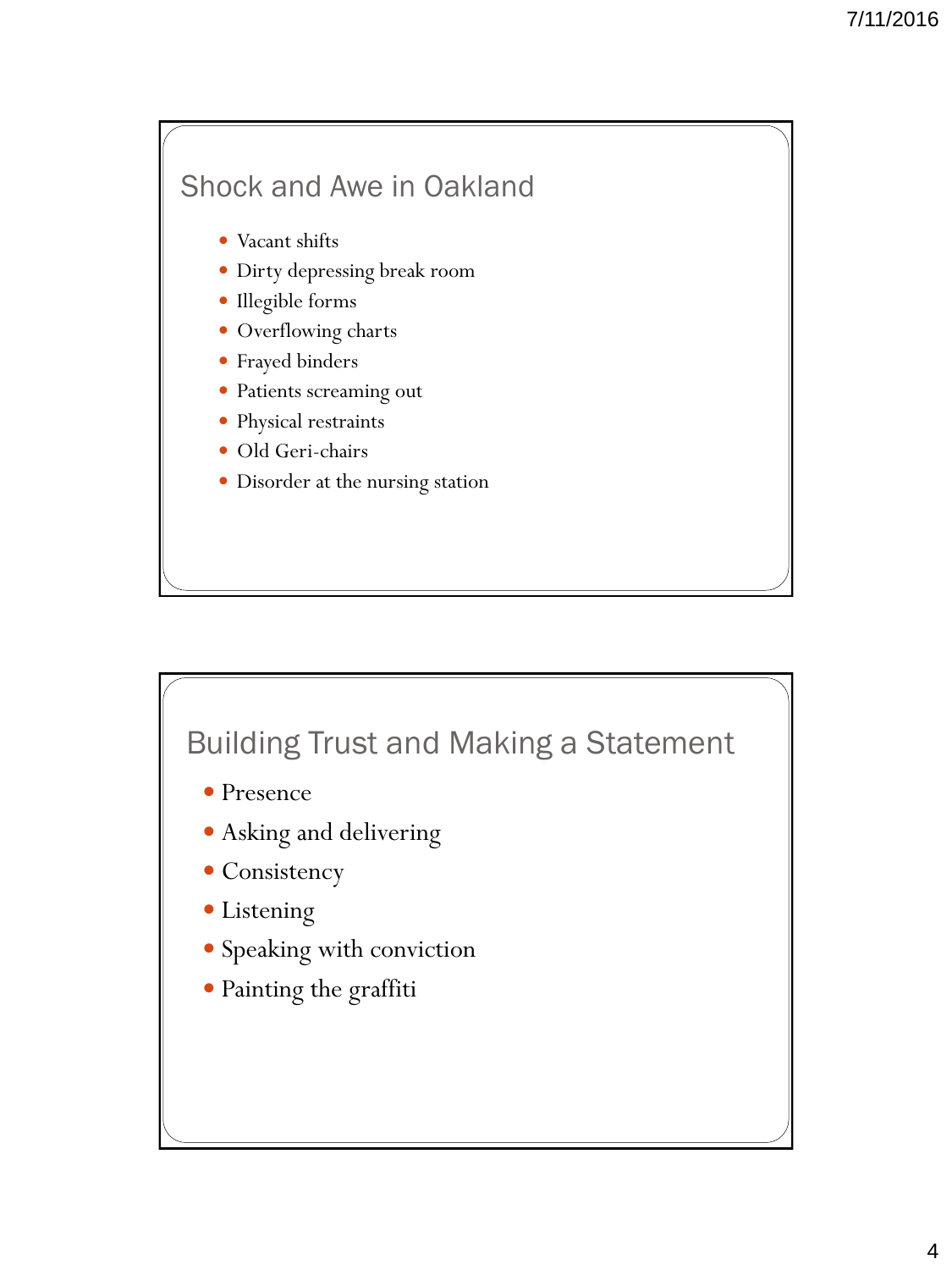## Shock and Awe in Oakland

- Vacant shifts
- Dirty depressing break room
- Illegible forms
- Overflowing charts
- Frayed binders
- Patients screaming out
- Physical restraints
- Old Geri-chairs
- Disorder at the nursing station

## Building Trust and Making a Statement

- Presence
- Asking and delivering
- Consistency
- Listening
- Speaking with conviction
- Painting the graffiti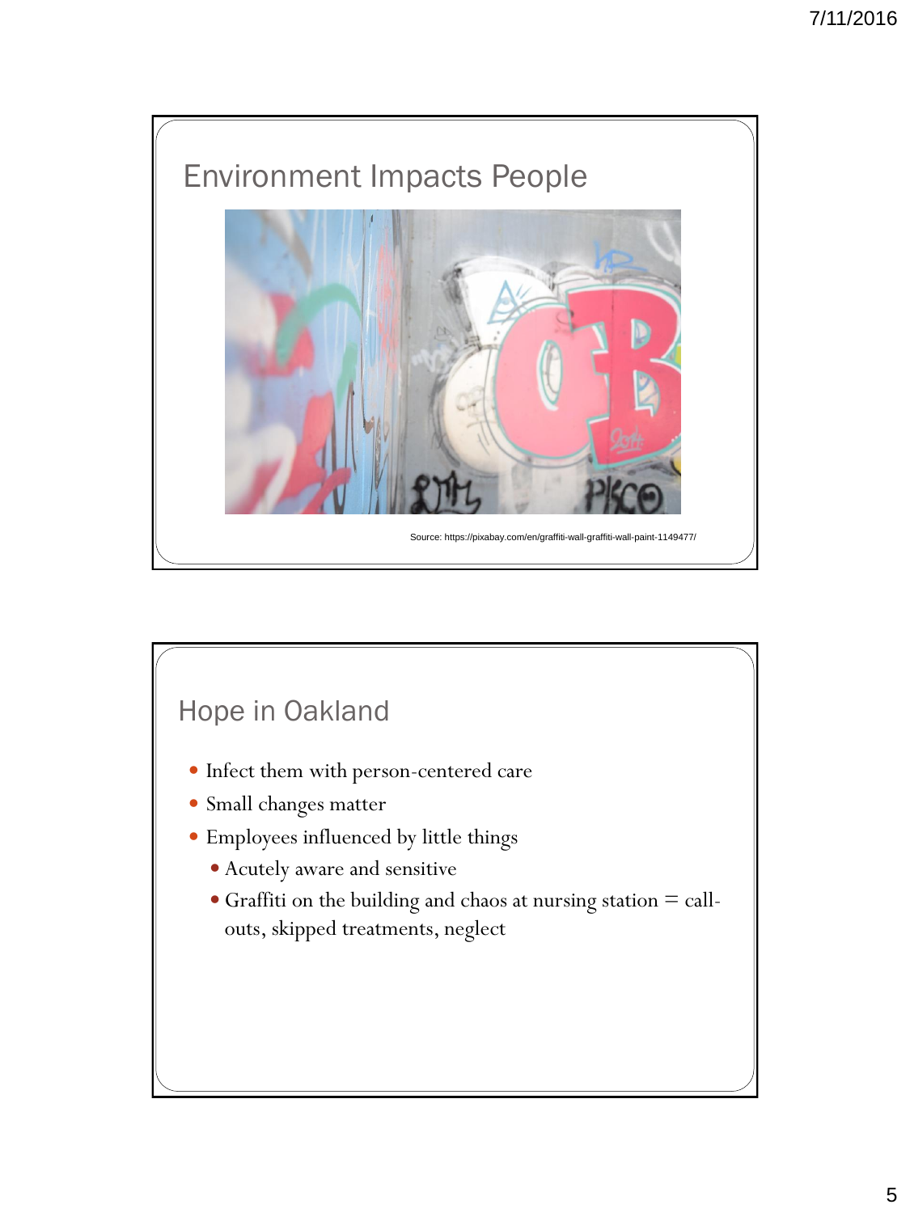## Environment Impacts People

Source: https://pixabay.com/en/graffiti-wall-graffiti-wall-paint-1149477/

## Hope in Oakland

- Infect them with person-centered care
- Small changes matter
- Employees influenced by little things
  - Acutely aware and sensitive
  - Graffiti on the building and chaos at nursing station = call-outs, skipped treatments, neglect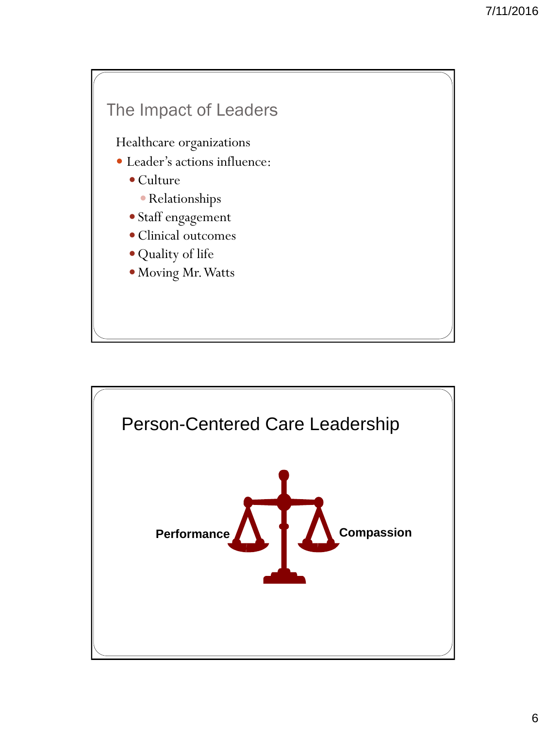## The Impact of Leaders

Healthcare organizations

- Leader's actions influence:
  - Culture
    - Relationships
  - Staff engagement
  - Clinical outcomes
  - Quality of life
  - Moving Mr. Watts

## Person-Centered Care Leadership

**Performance** **Compassion**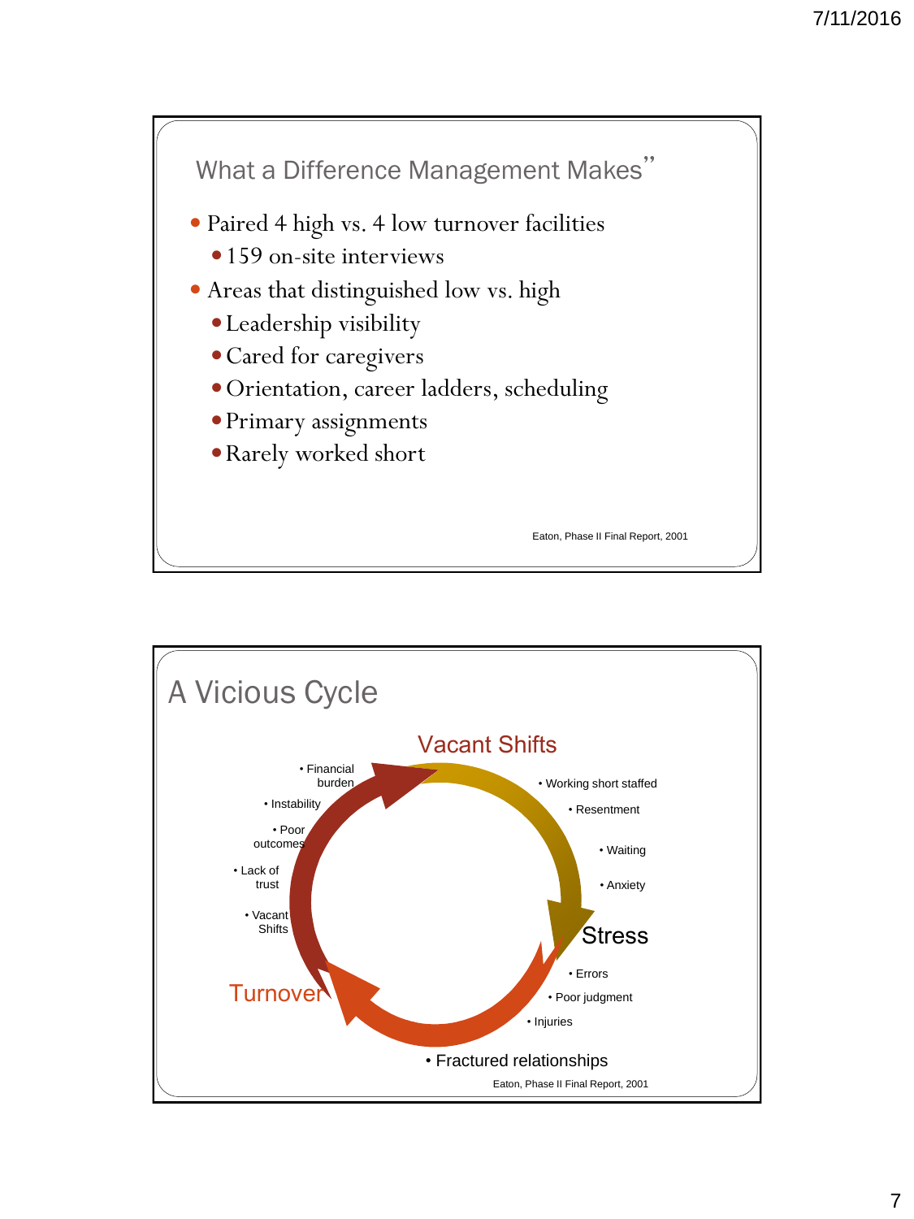## What a Difference Management Makes"

- Paired 4 high vs. 4 low turnover facilities
  - 159 on-site interviews
- Areas that distinguished low vs. high
  - Leadership visibility
  - Cared for caregivers
  - Orientation, career ladders, scheduling
  - Primary assignments
  - Rarely worked short

Eaton, Phase II Final Report, 2001

## A Vicious Cycle

**Vacant Shifts**

- Working short staffed
- Resentment
- Waiting
- Anxiety

**Stress**

- Errors
- Poor judgment
- Injuries
- Fractured relationships

**Turnover**

- Financial burden
- Instability
- Poor outcomes
- Lack of trust
- Vacant Shifts

Eaton, Phase II Final Report, 2001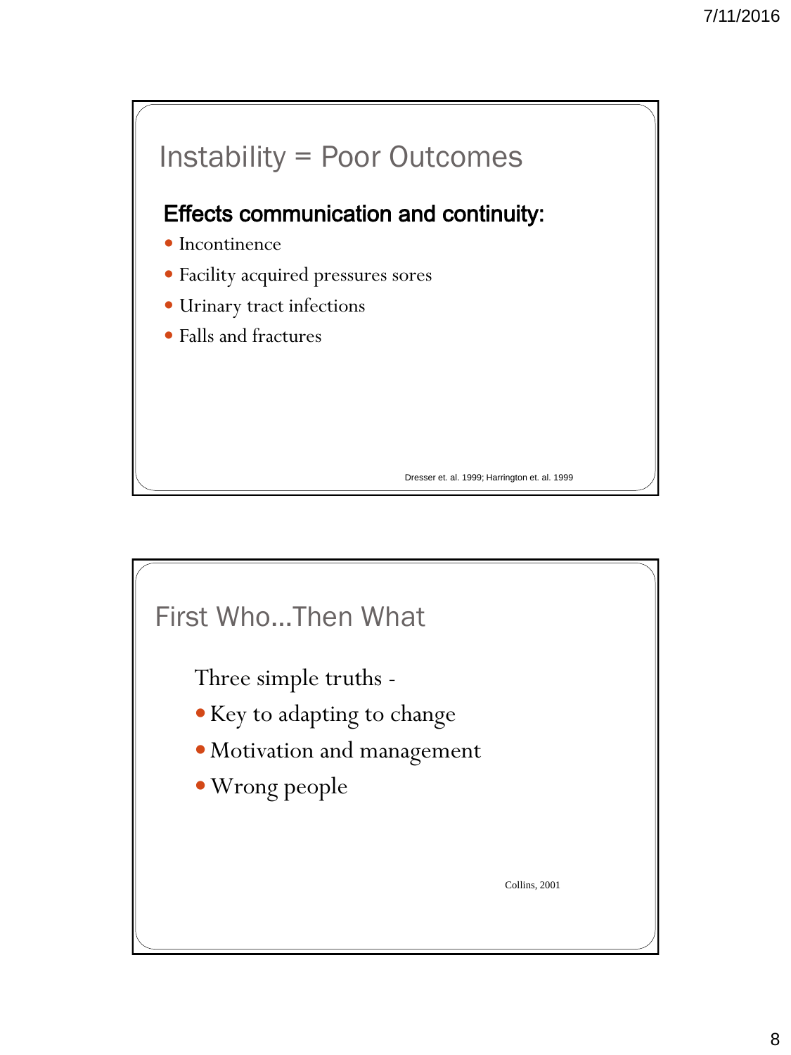## Instability = Poor Outcomes

**Effects communication and continuity:**

- Incontinence
- Facility acquired pressures sores
- Urinary tract infections
- Falls and fractures

Dresser et. al. 1999; Harrington et. al. 1999

## First Who…Then What

Three simple truths -

- Key to adapting to change
- Motivation and management
- Wrong people

Collins, 2001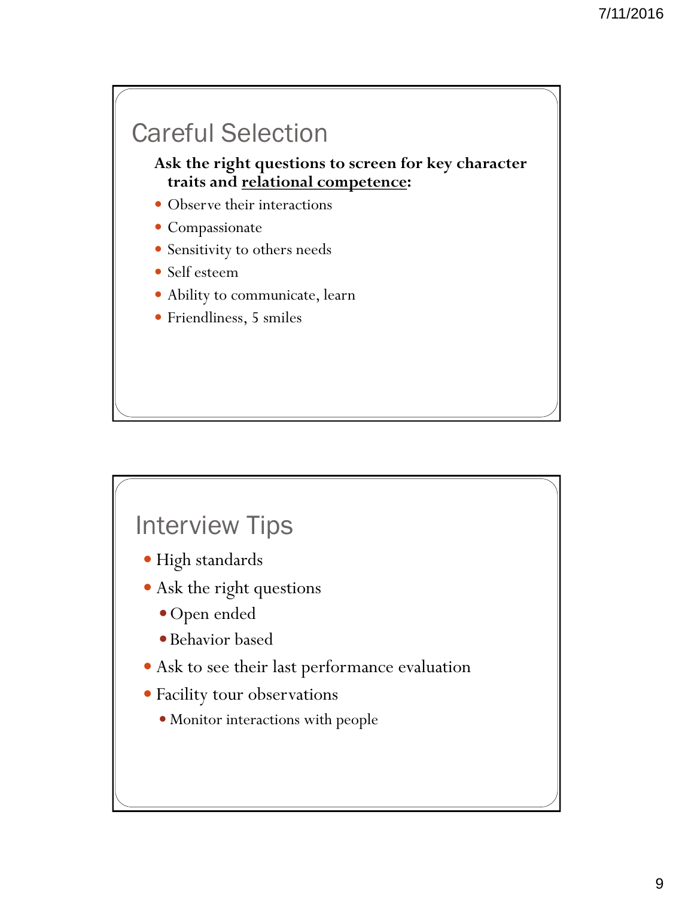## Careful Selection

**Ask the right questions to screen for key character traits and <u>relational competence</u>:**

- Observe their interactions
- Compassionate
- Sensitivity to others needs
- Self esteem
- Ability to communicate, learn
- Friendliness, 5 smiles

## Interview Tips

- High standards
- Ask the right questions
  - Open ended
  - Behavior based
- Ask to see their last performance evaluation
- Facility tour observations
  - Monitor interactions with people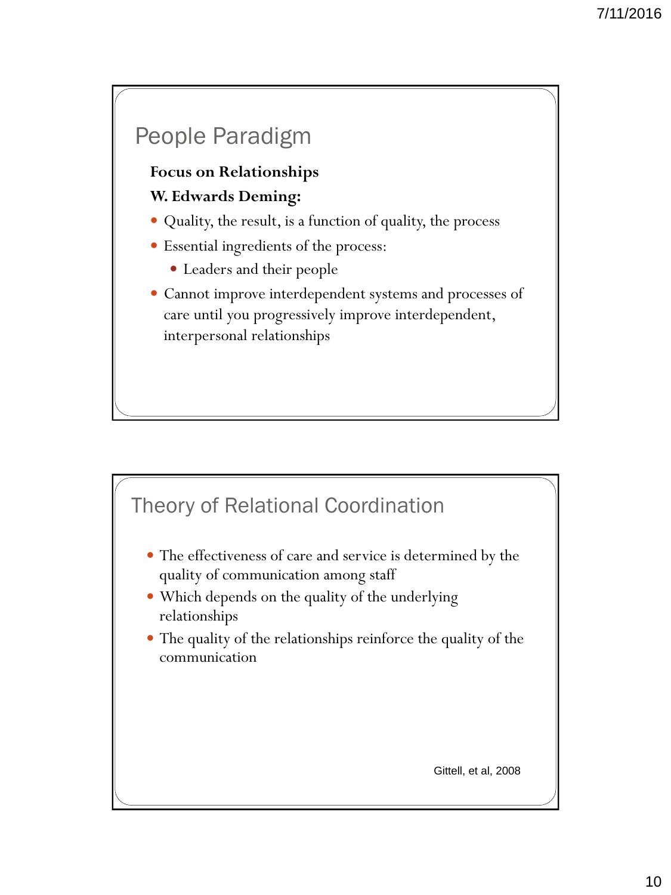## People Paradigm

**Focus on Relationships**

**W. Edwards Deming:**

- Quality, the result, is a function of quality, the process
- Essential ingredients of the process:
  - Leaders and their people
- Cannot improve interdependent systems and processes of care until you progressively improve interdependent, interpersonal relationships

## Theory of Relational Coordination

- The effectiveness of care and service is determined by the quality of communication among staff
- Which depends on the quality of the underlying relationships
- The quality of the relationships reinforce the quality of the communication

Gittell, et al, 2008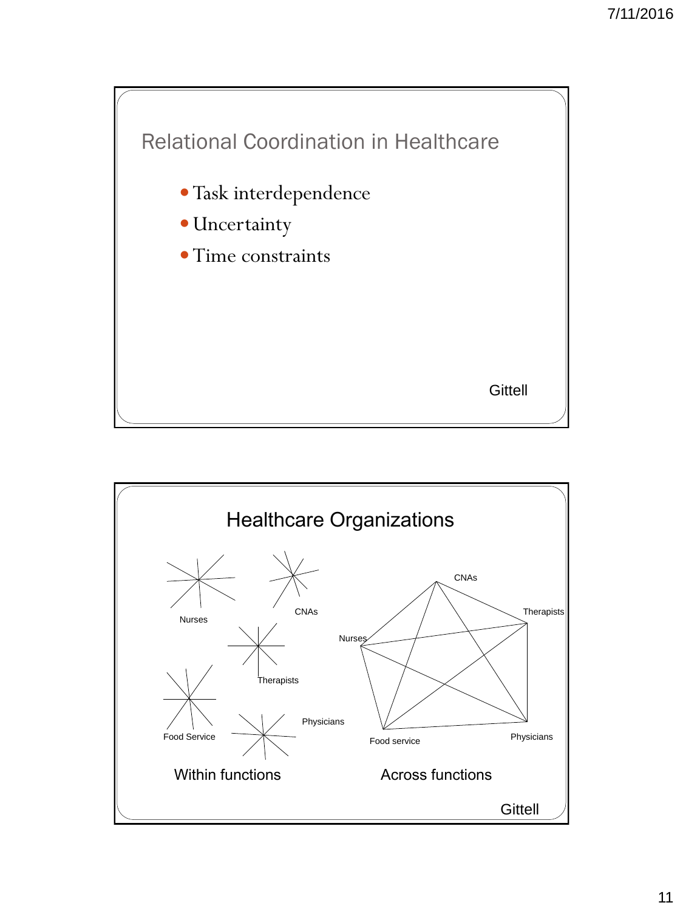## Relational Coordination in Healthcare

- Task interdependence
- Uncertainty
- Time constraints

Gittell

## Healthcare Organizations

Nurses

CNAs

Therapists

Food Service

Physicians

Within functions

CNAs

Therapists

Nurses

Food service

Physicians

Across functions

Gittell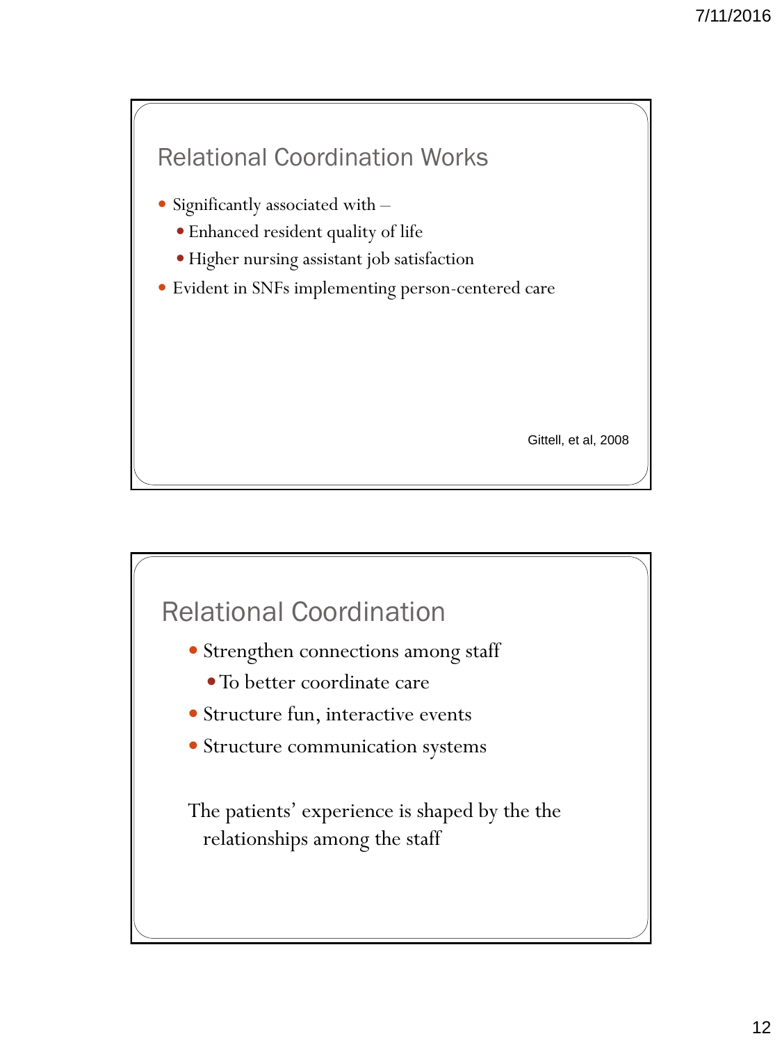## Relational Coordination Works

- Significantly associated with –
  - Enhanced resident quality of life
  - Higher nursing assistant job satisfaction
- Evident in SNFs implementing person-centered care

Gittell, et al, 2008

## Relational Coordination

- Strengthen connections among staff
  - To better coordinate care
- Structure fun, interactive events
- Structure communication systems

The patients' experience is shaped by the the relationships among the staff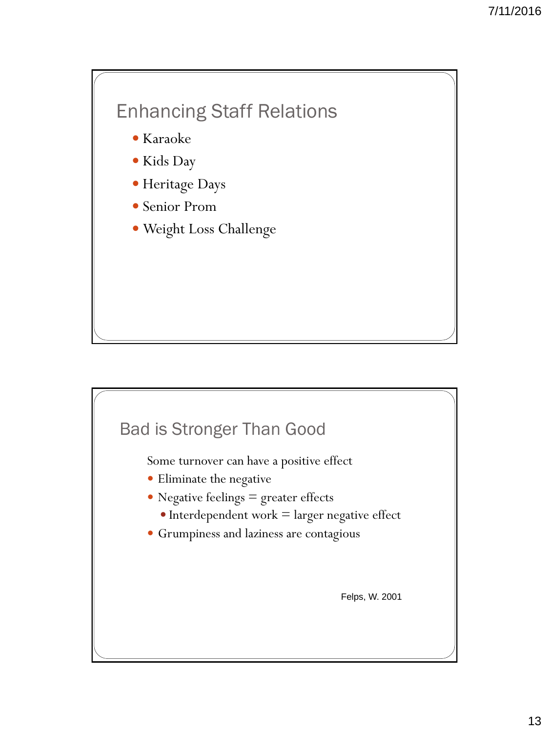## Enhancing Staff Relations

- Karaoke
- Kids Day
- Heritage Days
- Senior Prom
- Weight Loss Challenge

## Bad is Stronger Than Good

Some turnover can have a positive effect

- Eliminate the negative
- Negative feelings = greater effects
  - Interdependent work = larger negative effect
- Grumpiness and laziness are contagious

Felps, W. 2001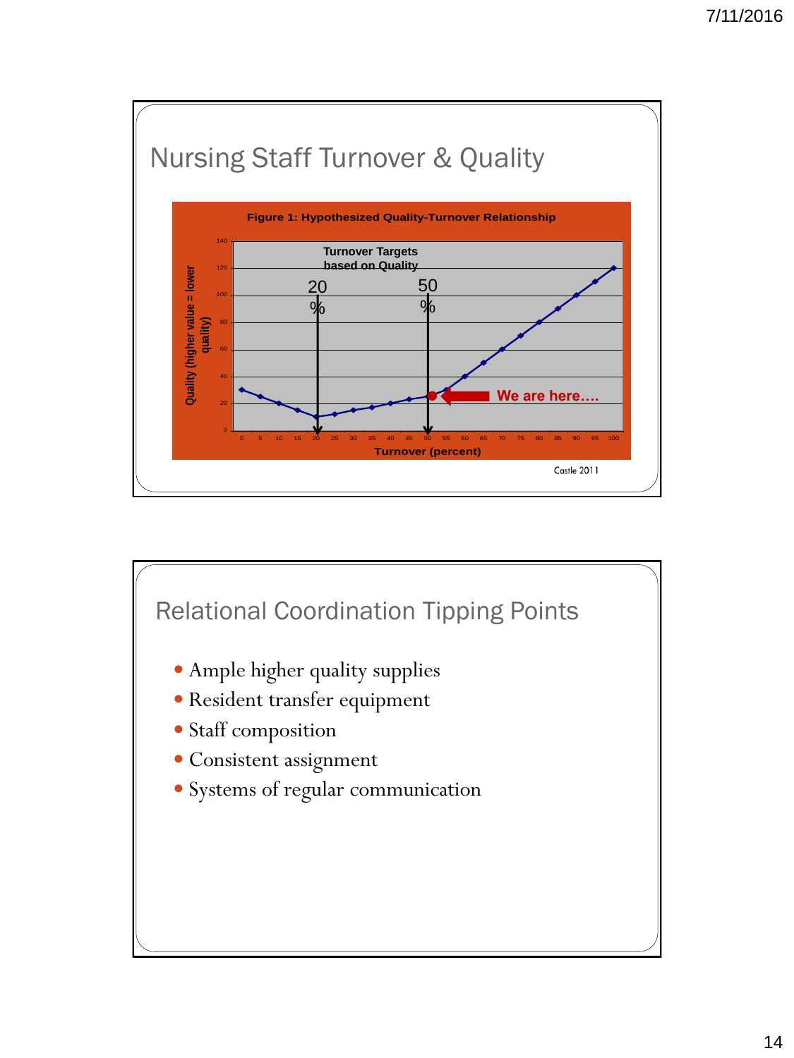# Nursing Staff Turnover & Quality

**Figure 1: Hypothesized Quality-Turnover Relationship**

Turnover Targets based on Quality

20%

50%

We are here….

Quality (higher value = lower quality)

Turnover (percent)

Castle 2011

# Relational Coordination Tipping Points

- Ample higher quality supplies
- Resident transfer equipment
- Staff composition
- Consistent assignment
- Systems of regular communication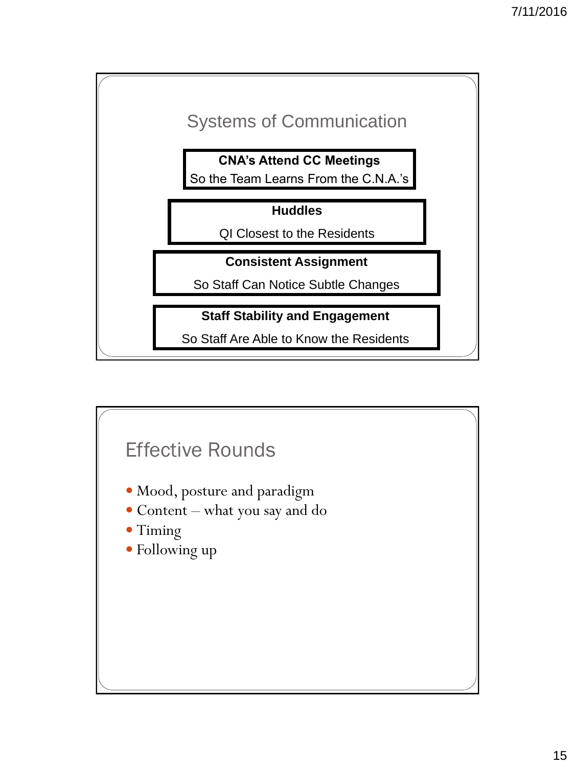## Systems of Communication

**CNA's Attend CC Meetings**
So the Team Learns From the C.N.A.'s

**Huddles**
QI Closest to the Residents

**Consistent Assignment**
So Staff Can Notice Subtle Changes

**Staff Stability and Engagement**
So Staff Are Able to Know the Residents

## Effective Rounds

- Mood, posture and paradigm
- Content – what you say and do
- Timing
- Following up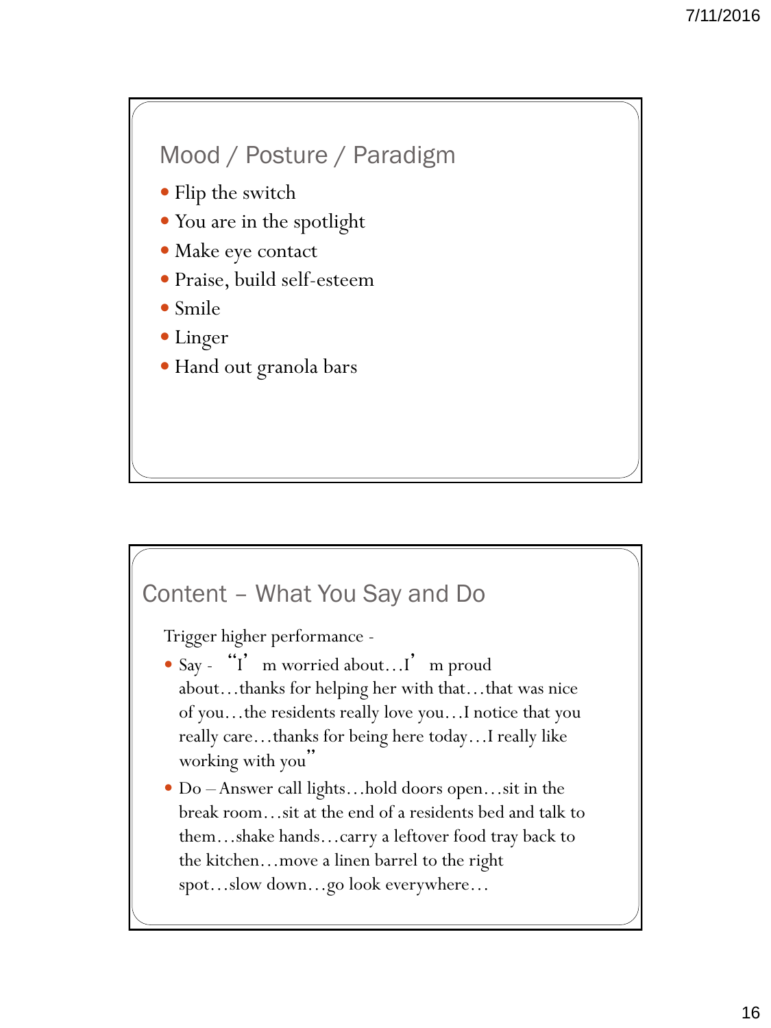## Mood / Posture / Paradigm

- Flip the switch
- You are in the spotlight
- Make eye contact
- Praise, build self-esteem
- Smile
- Linger
- Hand out granola bars

## Content – What You Say and Do

Trigger higher performance -

- Say - "I'm worried about…I'm proud about…thanks for helping her with that…that was nice of you…the residents really love you…I notice that you really care…thanks for being here today…I really like working with you"
- Do – Answer call lights…hold doors open…sit in the break room…sit at the end of a residents bed and talk to them…shake hands…carry a leftover food tray back to the kitchen…move a linen barrel to the right spot…slow down…go look everywhere…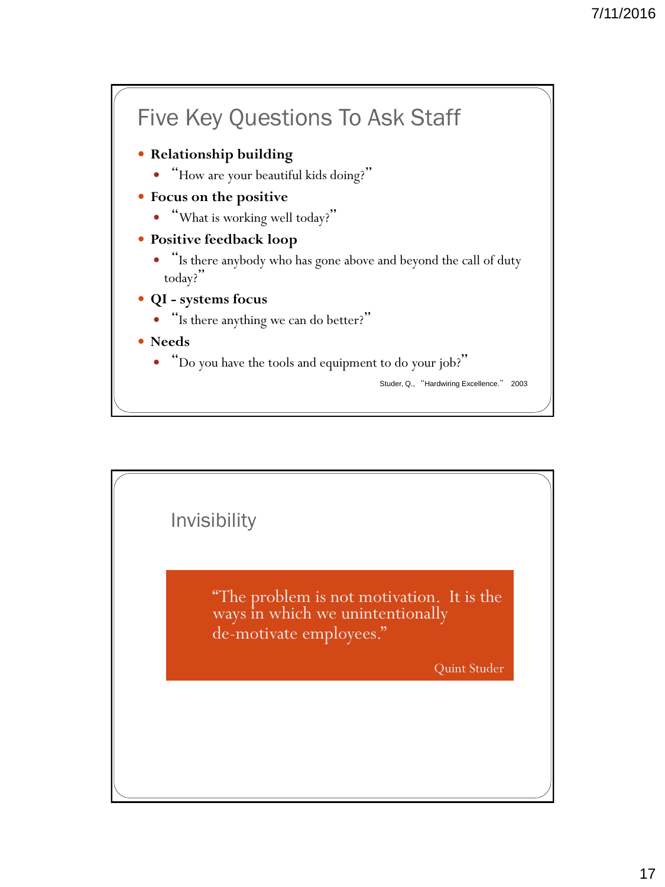## Five Key Questions To Ask Staff

- **Relationship building**
  - "How are your beautiful kids doing?"
- **Focus on the positive**
  - "What is working well today?"
- **Positive feedback loop**
  - "Is there anybody who has gone above and beyond the call of duty today?"
- **QI - systems focus**
  - "Is there anything we can do better?"
- **Needs**
  - "Do you have the tools and equipment to do your job?"

Studer, Q., "Hardwiring Excellence." 2003

## Invisibility

"The problem is not motivation. It is the ways in which we unintentionally de-motivate employees."

Quint Studer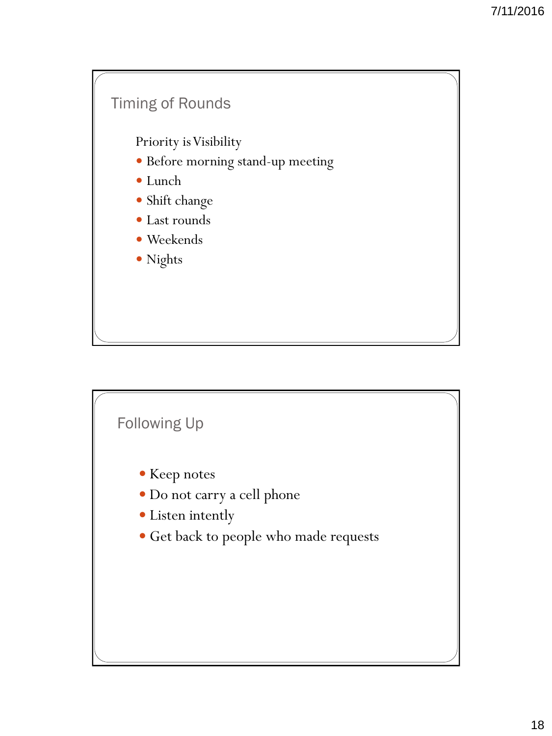## Timing of Rounds

Priority is Visibility

- Before morning stand-up meeting
- Lunch
- Shift change
- Last rounds
- Weekends
- Nights

## Following Up

- Keep notes
- Do not carry a cell phone
- Listen intently
- Get back to people who made requests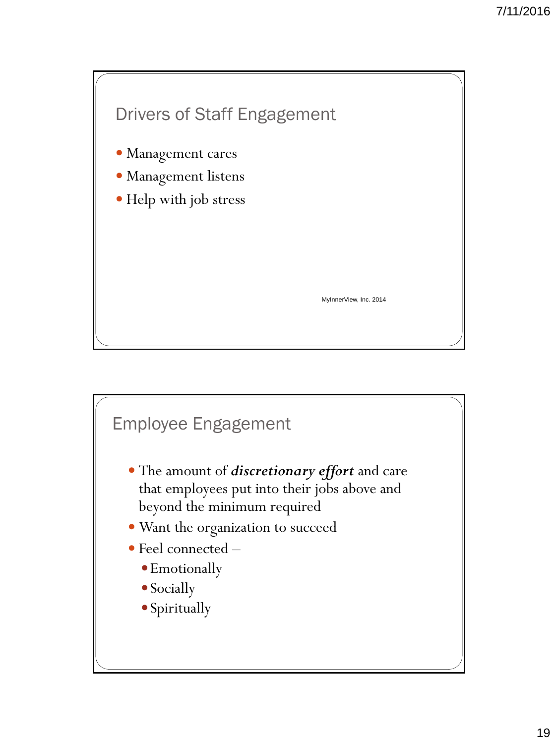## Drivers of Staff Engagement

- Management cares
- Management listens
- Help with job stress

MyInnerView, Inc. 2014

## Employee Engagement

- The amount of ***discretionary effort*** and care that employees put into their jobs above and beyond the minimum required
- Want the organization to succeed
- Feel connected –
  - Emotionally
  - Socially
  - Spiritually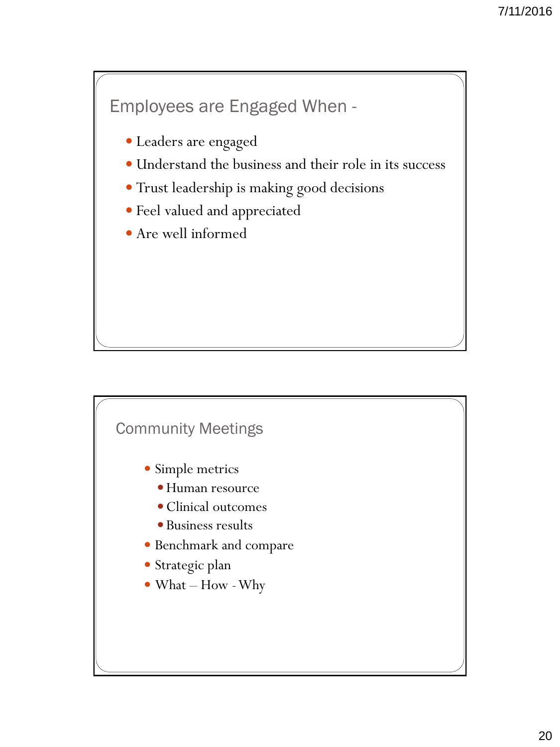## Employees are Engaged When -

- Leaders are engaged
- Understand the business and their role in its success
- Trust leadership is making good decisions
- Feel valued and appreciated
- Are well informed

## Community Meetings

- Simple metrics
  - Human resource
  - Clinical outcomes
  - Business results
- Benchmark and compare
- Strategic plan
- What – How - Why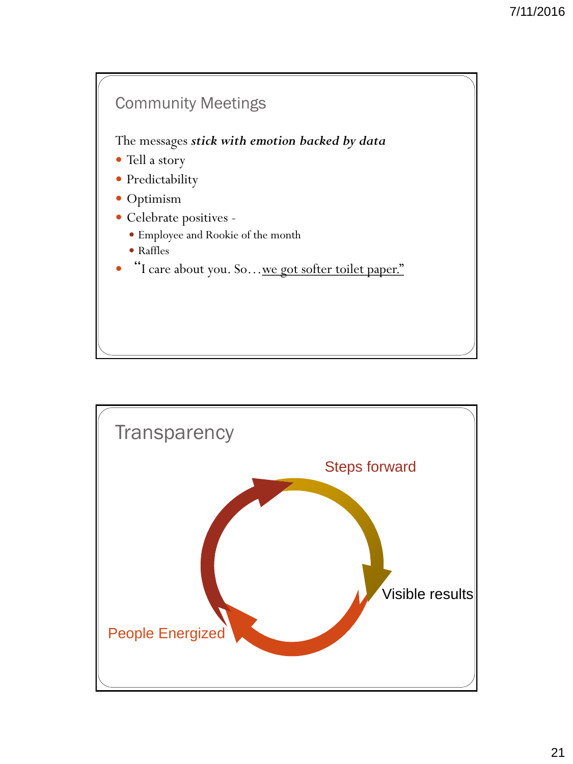## Community Meetings

The messages ***stick with emotion backed by data***

- Tell a story
- Predictability
- Optimism
- Celebrate positives -
  - Employee and Rookie of the month
  - Raffles
- "I care about you. So…<u>we got softer toilet paper."</u>

## Transparency

Steps forward

Visible results

People Energized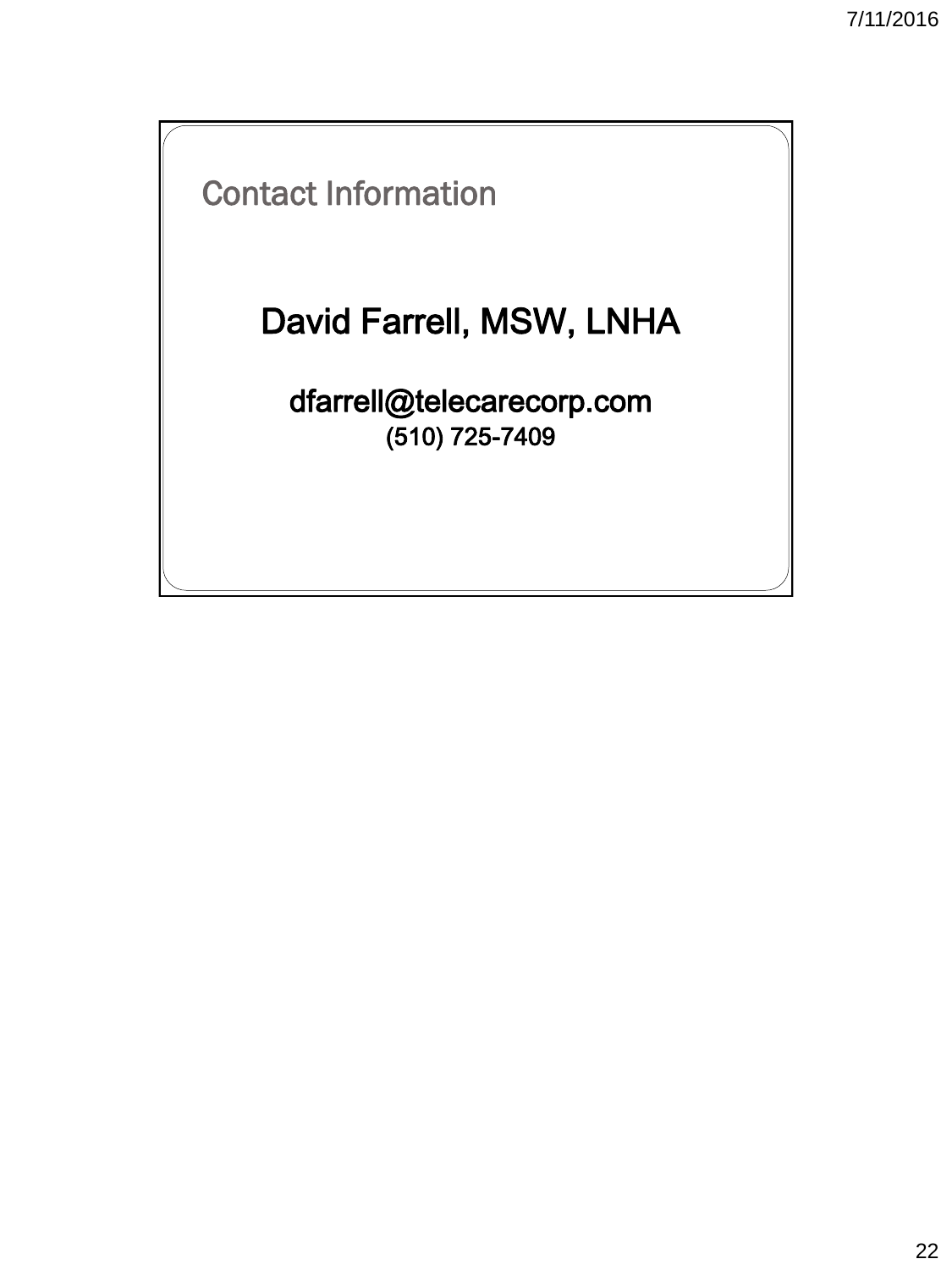## Contact Information

**David Farrell, MSW, LNHA**

**dfarrell@telecarecorp.com**

**(510) 725-7409**